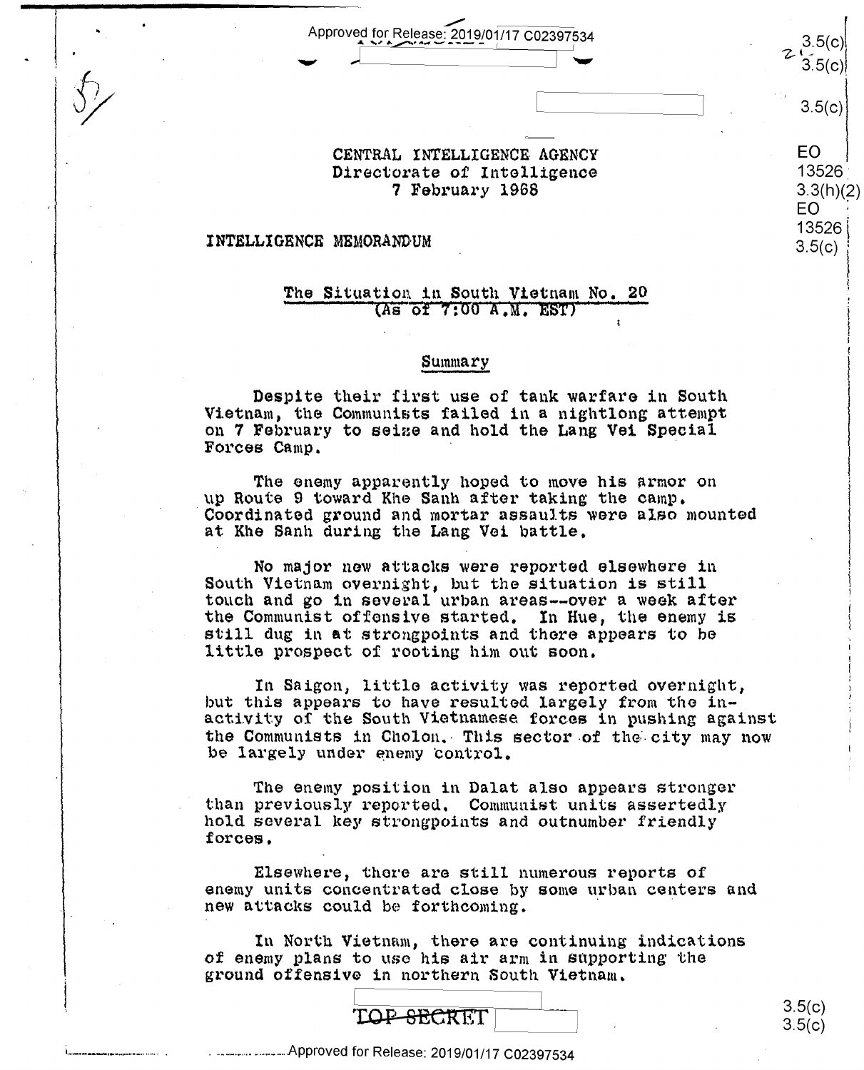CENTRAL INTELLIGENCE AGENCY
Directorate of Intelligence
7 February 1968

INTELLIGENCE MEMORANDUM

## The Situation in South Vietnam No. 20
(As of 7:00 A.M. EST)

### Summary

Despite their first use of tank warfare in South Vietnam, the Communists failed in a nightlong attempt on 7 February to seize and hold the Lang Vei Special Forces Camp.

The enemy apparently hoped to move his armor on up Route 9 toward Khe Sanh after taking the camp. Coordinated ground and mortar assaults were also mounted at Khe Sanh during the Lang Vei battle.

No major new attacks were reported elsewhere in South Vietnam overnight, but the situation is still touch and go in several urban areas--over a week after the Communist offensive started. In Hue, the enemy is still dug in at strongpoints and there appears to be little prospect of rooting him out soon.

In Saigon, little activity was reported overnight, but this appears to have resulted largely from the inactivity of the South Vietnamese forces in pushing against the Communists in Cholon. This sector of the city may now be largely under enemy control.

The enemy position in Dalat also appears stronger than previously reported. Communist units assertedly hold several key strongpoints and outnumber friendly forces.

Elsewhere, there are still numerous reports of enemy units concentrated close by some urban centers and new attacks could be forthcoming.

In North Vietnam, there are continuing indications of enemy plans to use his air arm in supporting the ground offensive in northern South Vietnam.

TOP SECRET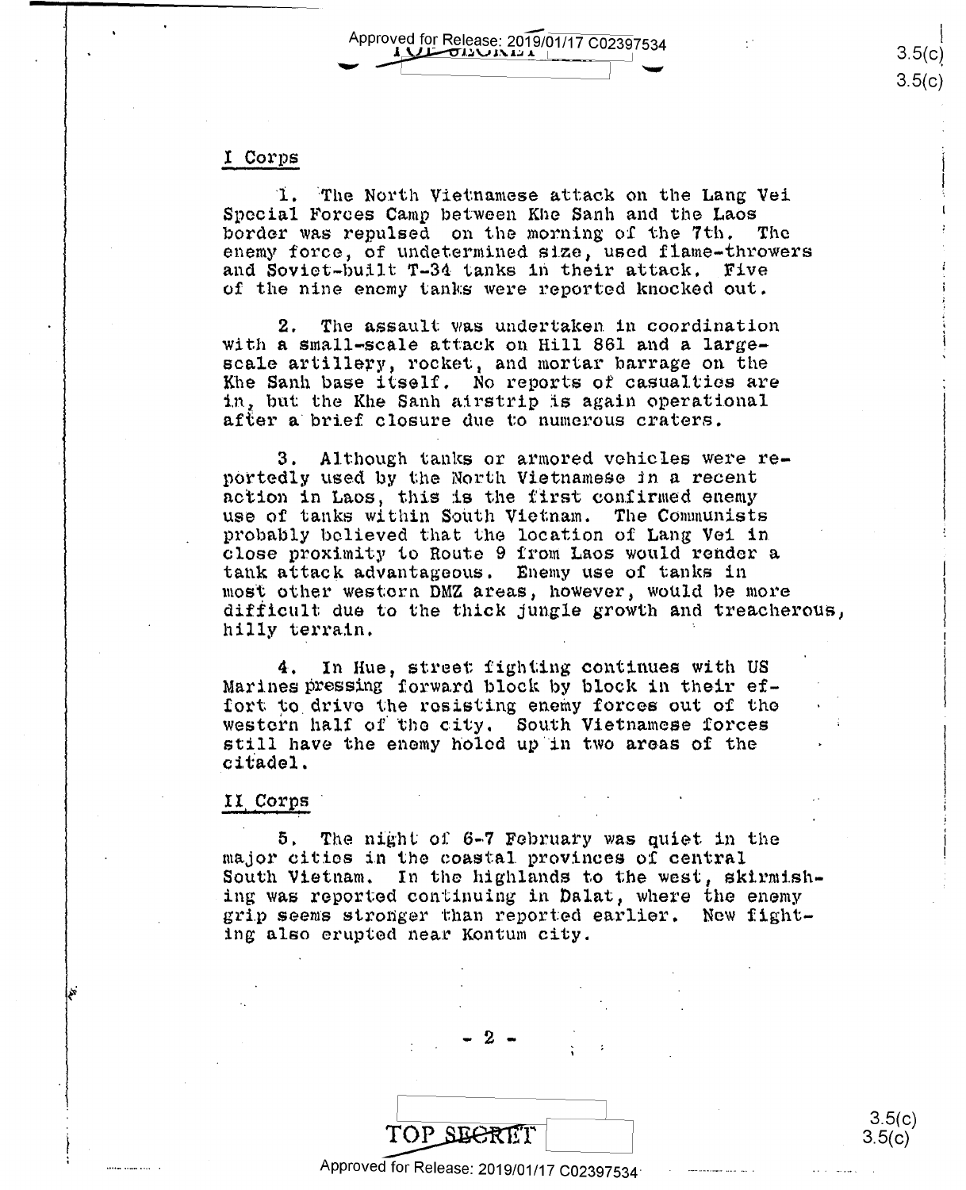## I Corps

1. The North Vietnamese attack on the Lang Vei Special Forces Camp between Khe Sanh and the Laos border was repulsed on the morning of the 7th. The enemy force, of undetermined size, used flame-throwers and Soviet-built T-34 tanks in their attack. Five of the nine enemy tanks were reported knocked out.

2. The assault was undertaken in coordination with a small-scale attack on Hill 861 and a large-scale artillery, rocket, and mortar barrage on the Khe Sanh base itself. No reports of casualties are in, but the Khe Sanh airstrip is again operational after a brief closure due to numerous craters.

3. Although tanks or armored vehicles were reportedly used by the North Vietnamese in a recent action in Laos, this is the first confirmed enemy use of tanks within South Vietnam. The Communists probably believed that the location of Lang Vei in close proximity to Route 9 from Laos would render a tank attack advantageous. Enemy use of tanks in most other western DMZ areas, however, would be more difficult due to the thick jungle growth and treacherous, hilly terrain.

4. In Hue, street fighting continues with US Marines pressing forward block by block in their effort to drive the resisting enemy forces out of the western half of the city. South Vietnamese forces still have the enemy holed up in two areas of the citadel.

## II Corps

5. The night of 6-7 February was quiet in the major cities in the coastal provinces of central South Vietnam. In the highlands to the west, skirmishing was reported continuing in Dalat, where the enemy grip seems stronger than reported earlier. New fighting also erupted near Kontum city.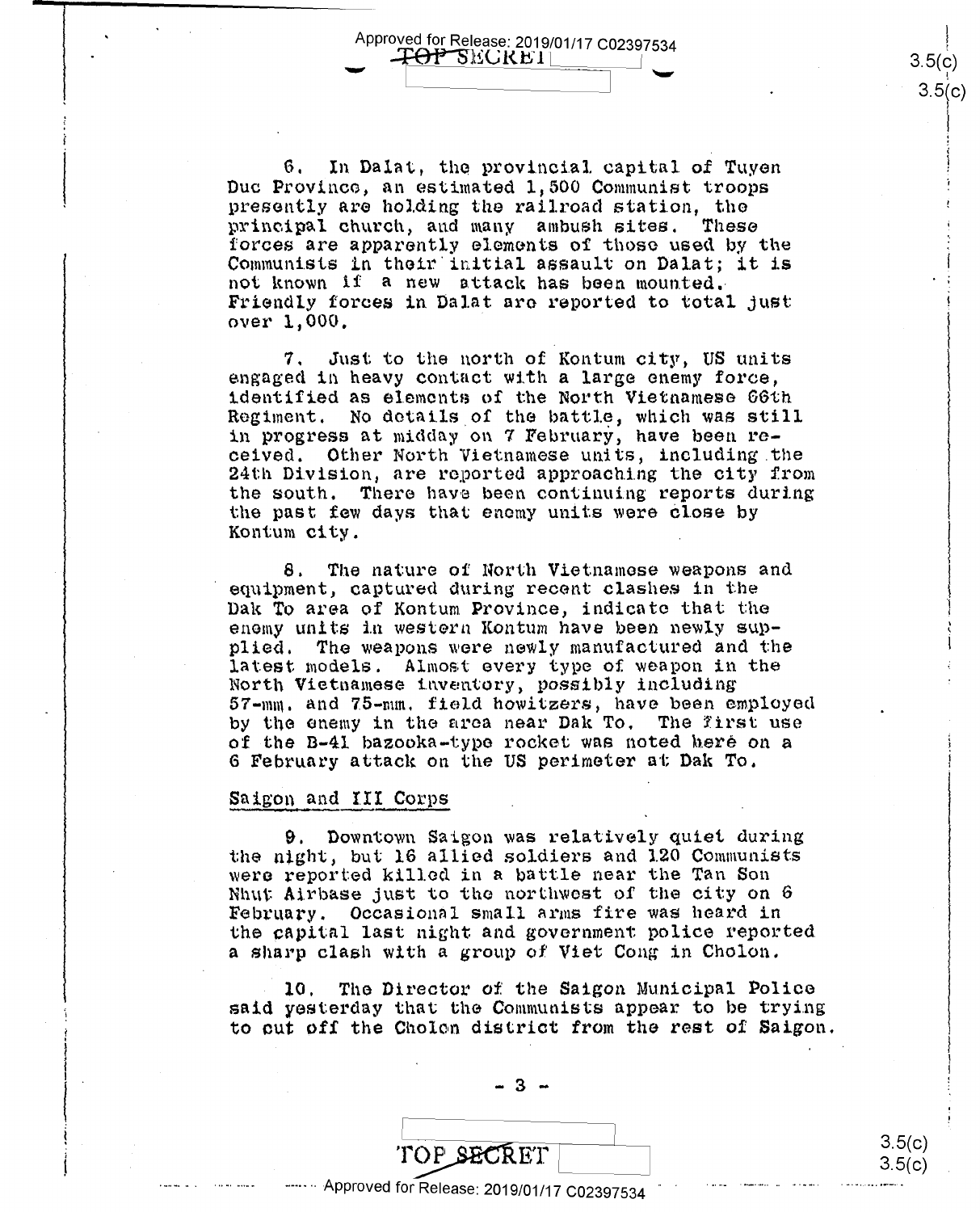6. In Dalat, the provincial capital of Tuyen Duc Province, an estimated 1,500 Communist troops presently are holding the railroad station, the principal church, and many ambush sites. These forces are apparently elements of those used by the Communists in their initial assault on Dalat; it is not known if a new attack has been mounted. Friendly forces in Dalat are reported to total just over 1,000.

7. Just to the north of Kontum city, US units engaged in heavy contact with a large enemy force, identified as elements of the North Vietnamese 66th Regiment. No details of the battle, which was still in progress at midday on 7 February, have been received. Other North Vietnamese units, including the 24th Division, are reported approaching the city from the south. There have been continuing reports during the past few days that enemy units were close by Kontum city.

8. The nature of North Vietnamese weapons and equipment, captured during recent clashes in the Dak To area of Kontum Province, indicate that the enemy units in western Kontum have been newly supplied. The weapons were newly manufactured and the latest models. Almost every type of weapon in the North Vietnamese inventory, possibly including 57-mm. and 75-mm. field howitzers, have been employed by the enemy in the area near Dak To. The first use of the B-41 bazooka-type rocket was noted here on a 6 February attack on the US perimeter at Dak To.

## Saigon and III Corps

9. Downtown Saigon was relatively quiet during the night, but 16 allied soldiers and 120 Communists were reported killed in a battle near the Tan Son Nhut Airbase just to the northwest of the city on 6 February. Occasional small arms fire was heard in the capital last night and government police reported a sharp clash with a group of Viet Cong in Cholon.

10. The Director of the Saigon Municipal Police said yesterday that the Communists appear to be trying to cut off the Cholon district from the rest of Saigon.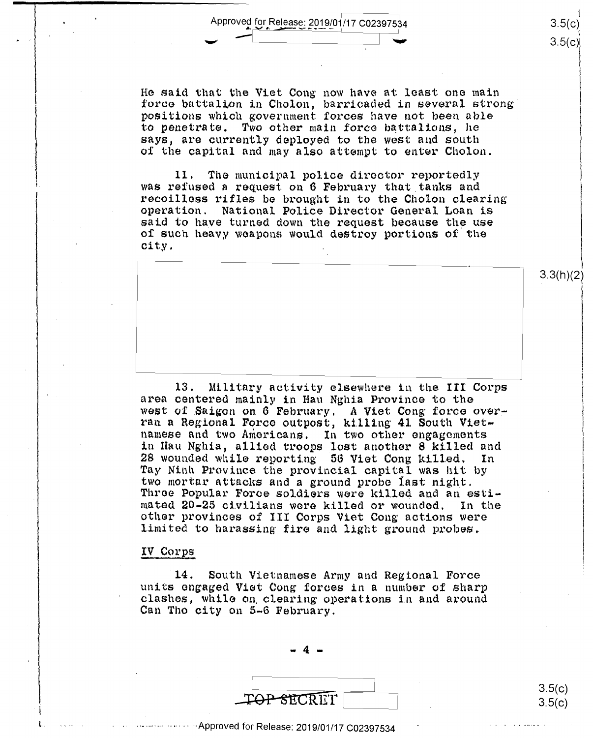He said that the Viet Cong now have at least one main force battalion in Cholon, barricaded in several strong positions which government forces have not been able to penetrate. Two other main force battalions, he says, are currently deployed to the west and south of the capital and may also attempt to enter Cholon.

11. The municipal police director reportedly was refused a request on 6 February that tanks and recoilless rifles be brought in to the Cholon clearing operation. National Police Director General Loan is said to have turned down the request because the use of such heavy weapons would destroy portions of the city.

13. Military activity elsewhere in the III Corps area centered mainly in Hau Nghia Province to the west of Saigon on 6 February. A Viet Cong force overran a Regional Force outpost, killing 41 South Vietnamese and two Americans. In two other engagements in Hau Nghia, allied troops lost another 8 killed and 28 wounded while reporting 56 Viet Cong killed. In Tay Ninh Province the provincial capital was hit by two mortar attacks and a ground probe last night. Three Popular Force soldiers were killed and an estimated 20-25 civilians were killed or wounded. In the other provinces of III Corps Viet Cong actions were limited to harassing fire and light ground probes.

## IV Corps

14. South Vietnamese Army and Regional Force units engaged Viet Cong forces in a number of sharp clashes, while on clearing operations in and around Can Tho city on 5-6 February.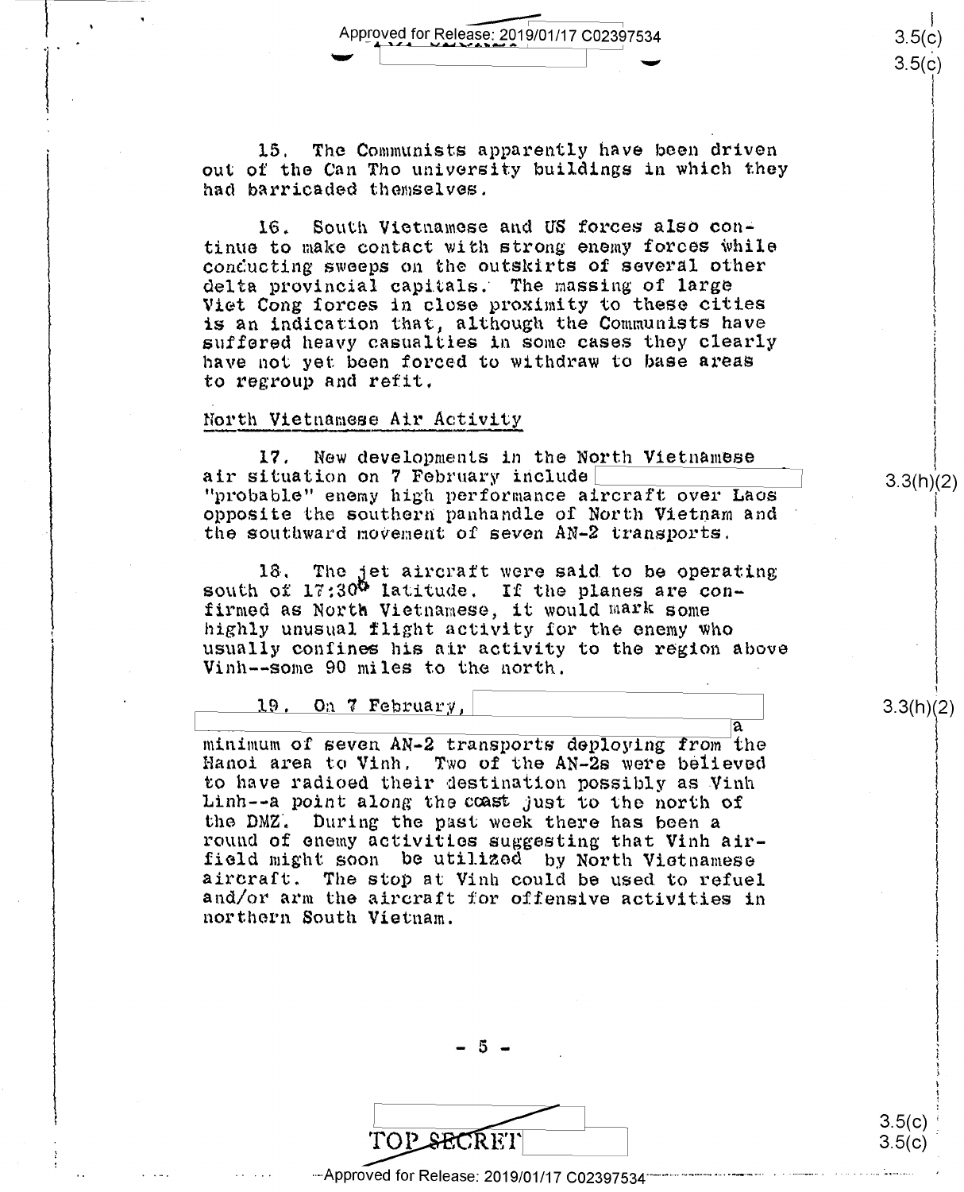15. The Communists apparently have been driven out of the Can Tho university buildings in which they had barricaded themselves.

16. South Vietnamese and US forces also continue to make contact with strong enemy forces while conducting sweeps on the outskirts of several other delta provincial capitals. The massing of large Viet Cong forces in close proximity to these cities is an indication that, although the Communists have suffered heavy casualties in some cases they clearly have not yet been forced to withdraw to base areas to regroup and refit.

North Vietnamese Air Activity

17. New developments in the North Vietnamese air situation on 7 February include "probable" enemy high performance aircraft over Laos opposite the southern panhandle of North Vietnam and the southward movement of seven AN-2 transports.

18. The jet aircraft were said to be operating south of 17:30° latitude. If the planes are confirmed as North Vietnamese, it would mark some highly unusual flight activity for the enemy who usually confines his air activity to the region above Vinh--some 90 miles to the north.

19. On 7 February, a minimum of seven AN-2 transports deploying from the Hanoi area to Vinh. Two of the AN-2s were believed to have radioed their destination possibly as Vinh Linh--a point along the coast just to the north of the DMZ. During the past week there has been a round of enemy activities suggesting that Vinh airfield might soon be utilized by North Vietnamese aircraft. The stop at Vinh could be used to refuel and/or arm the aircraft for offensive activities in northern South Vietnam.